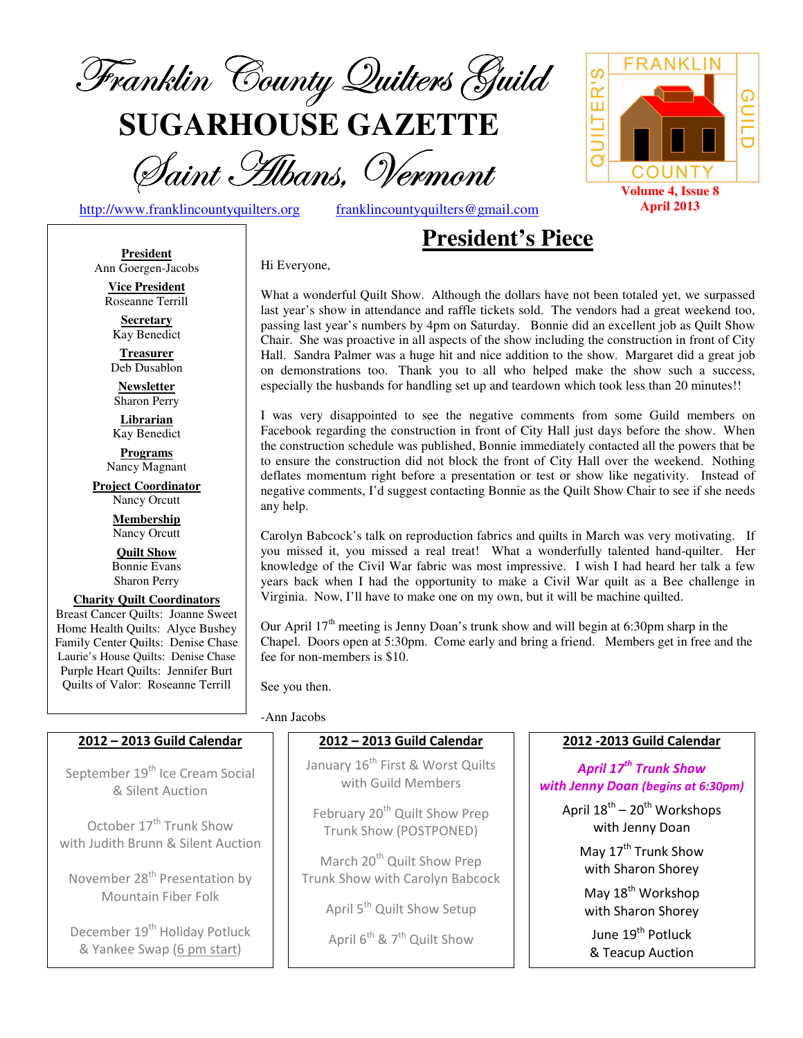# Franklin County Quilters Guild

# SUGARHOUSE GAZETTE

## Saint Albans, Vermont

http://www.franklincountyquilters.org franklincountyquilters@gmail.com

Volume 4, Issue 8
April 2013

**President**
Ann Goergen-Jacobs

**Vice President**
Roseanne Terrill

**Secretary**
Kay Benedict

**Treasurer**
Deb Dusablon

**Newsletter**
Sharon Perry

**Librarian**
Kay Benedict

**Programs**
Nancy Magnant

**Project Coordinator**
Nancy Orcutt

**Membership**
Nancy Orcutt

**Quilt Show**
Bonnie Evans
Sharon Perry

**Charity Quilt Coordinators**
Breast Cancer Quilts: Joanne Sweet
Home Health Quilts: Alyce Bushey
Family Center Quilts: Denise Chase
Laurie's House Quilts: Denise Chase
Purple Heart Quilts: Jennifer Burt
Quilts of Valor: Roseanne Terrill

## President's Piece

Hi Everyone,

What a wonderful Quilt Show. Although the dollars have not been totaled yet, we surpassed last year's show in attendance and raffle tickets sold. The vendors had a great weekend too, passing last year's numbers by 4pm on Saturday. Bonnie did an excellent job as Quilt Show Chair. She was proactive in all aspects of the show including the construction in front of City Hall. Sandra Palmer was a huge hit and nice addition to the show. Margaret did a great job on demonstrations too. Thank you to all who helped make the show such a success, especially the husbands for handling set up and teardown which took less than 20 minutes!!

I was very disappointed to see the negative comments from some Guild members on Facebook regarding the construction in front of City Hall just days before the show. When the construction schedule was published, Bonnie immediately contacted all the powers that be to ensure the construction did not block the front of City Hall over the weekend. Nothing deflates momentum right before a presentation or test or show like negativity. Instead of negative comments, I'd suggest contacting Bonnie as the Quilt Show Chair to see if she needs any help.

Carolyn Babcock's talk on reproduction fabrics and quilts in March was very motivating. If you missed it, you missed a real treat! What a wonderfully talented hand-quilter. Her knowledge of the Civil War fabric was most impressive. I wish I had heard her talk a few years back when I had the opportunity to make a Civil War quilt as a Bee challenge in Virginia. Now, I'll have to make one on my own, but it will be machine quilted.

Our April 17th meeting is Jenny Doan's trunk show and will begin at 6:30pm sharp in the Chapel. Doors open at 5:30pm. Come early and bring a friend. Members get in free and the fee for non-members is $10.

See you then.

-Ann Jacobs

### 2012 – 2013 Guild Calendar

September 19th Ice Cream Social & Silent Auction

October 17th Trunk Show with Judith Brunn & Silent Auction

November 28th Presentation by Mountain Fiber Folk

December 19th Holiday Potluck & Yankee Swap (6 pm start)

January 16th First & Worst Quilts with Guild Members

February 20th Quilt Show Prep Trunk Show (POSTPONED)

March 20th Quilt Show Prep Trunk Show with Carolyn Babcock

April 5th Quilt Show Setup

April 6th & 7th Quilt Show

***April 17th Trunk Show with Jenny Doan (begins at 6:30pm)***

April 18th – 20th Workshops with Jenny Doan

May 17th Trunk Show with Sharon Shorey

May 18th Workshop with Sharon Shorey

June 19th Potluck & Teacup Auction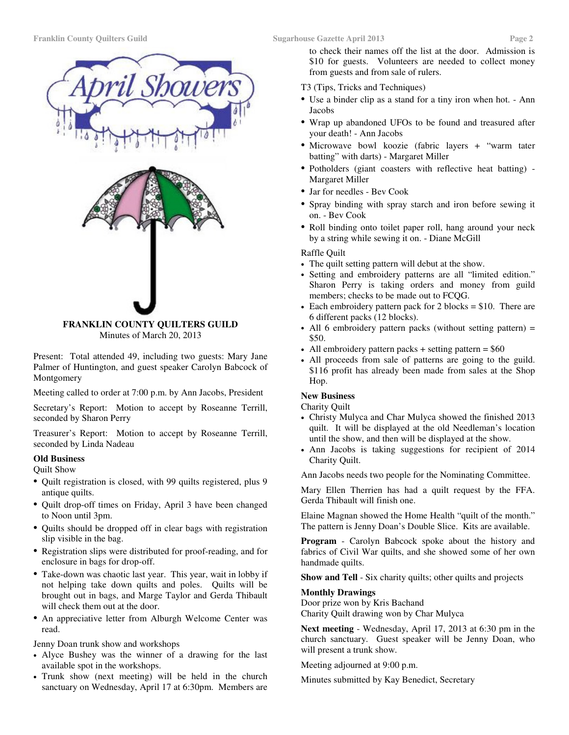## FRANKLIN COUNTY QUILTERS GUILD

Minutes of March 20, 2013

Present: Total attended 49, including two guests: Mary Jane Palmer of Huntington, and guest speaker Carolyn Babcock of Montgomery

Meeting called to order at 7:00 p.m. by Ann Jacobs, President

Secretary's Report: Motion to accept by Roseanne Terrill, seconded by Sharon Perry

Treasurer's Report: Motion to accept by Roseanne Terrill, seconded by Linda Nadeau

**Old Business**

Quilt Show

- Quilt registration is closed, with 99 quilts registered, plus 9 antique quilts.
- Quilt drop-off times on Friday, April 3 have been changed to Noon until 3pm.
- Quilts should be dropped off in clear bags with registration slip visible in the bag.
- Registration slips were distributed for proof-reading, and for enclosure in bags for drop-off.
- Take-down was chaotic last year. This year, wait in lobby if not helping take down quilts and poles. Quilts will be brought out in bags, and Marge Taylor and Gerda Thibault will check them out at the door.
- An appreciative letter from Alburgh Welcome Center was read.

Jenny Doan trunk show and workshops

- Alyce Bushey was the winner of a drawing for the last available spot in the workshops.
- Trunk show (next meeting) will be held in the church sanctuary on Wednesday, April 17 at 6:30pm. Members are to check their names off the list at the door. Admission is $10 for guests. Volunteers are needed to collect money from guests and from sale of rulers.

T3 (Tips, Tricks and Techniques)

- Use a binder clip as a stand for a tiny iron when hot. - Ann Jacobs
- Wrap up abandoned UFOs to be found and treasured after your death! - Ann Jacobs
- Microwave bowl koozie (fabric layers + "warm tater batting" with darts) - Margaret Miller
- Potholders (giant coasters with reflective heat batting) - Margaret Miller
- Jar for needles - Bev Cook
- Spray binding with spray starch and iron before sewing it on. - Bev Cook
- Roll binding onto toilet paper roll, hang around your neck by a string while sewing it on. - Diane McGill

Raffle Quilt

- The quilt setting pattern will debut at the show.
- Setting and embroidery patterns are all "limited edition." Sharon Perry is taking orders and money from guild members; checks to be made out to FCQG.
- Each embroidery pattern pack for 2 blocks = $10. There are 6 different packs (12 blocks).
- All 6 embroidery pattern packs (without setting pattern) = $50.
- All embroidery pattern packs + setting pattern = $60
- All proceeds from sale of patterns are going to the guild. $116 profit has already been made from sales at the Shop Hop.

**New Business**

Charity Quilt

- Christy Mulyca and Char Mulyca showed the finished 2013 quilt. It will be displayed at the old Needleman's location until the show, and then will be displayed at the show.
- Ann Jacobs is taking suggestions for recipient of 2014 Charity Quilt.

Ann Jacobs needs two people for the Nominating Committee.

Mary Ellen Therrien has had a quilt request by the FFA. Gerda Thibault will finish one.

Elaine Magnan showed the Home Health "quilt of the month." The pattern is Jenny Doan's Double Slice. Kits are available.

**Program** - Carolyn Babcock spoke about the history and fabrics of Civil War quilts, and she showed some of her own handmade quilts.

**Show and Tell** - Six charity quilts; other quilts and projects

**Monthly Drawings**

Door prize won by Kris Bachand

Charity Quilt drawing won by Char Mulyca

**Next meeting** - Wednesday, April 17, 2013 at 6:30 pm in the church sanctuary. Guest speaker will be Jenny Doan, who will present a trunk show.

Meeting adjourned at 9:00 p.m.

Minutes submitted by Kay Benedict, Secretary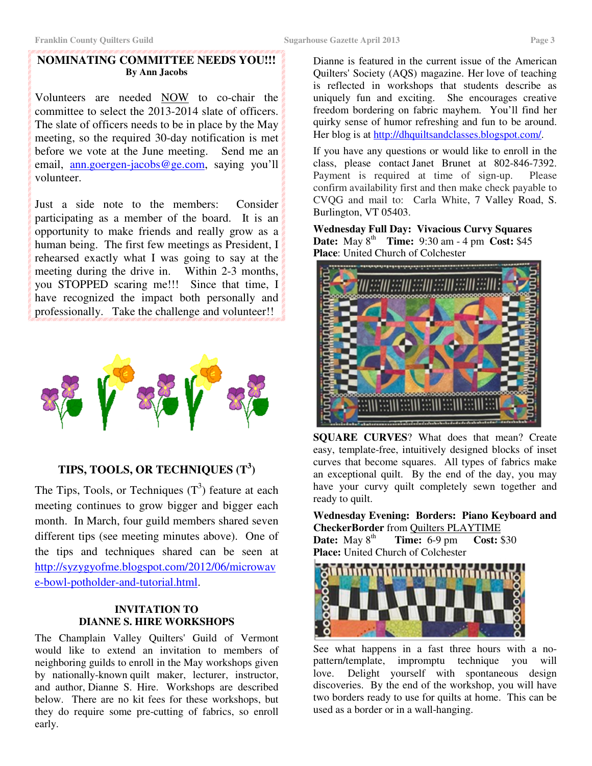## NOMINATING COMMITTEE NEEDS YOU!!!

**By Ann Jacobs**

Volunteers are needed NOW to co-chair the committee to select the 2013-2014 slate of officers. The slate of officers needs to be in place by the May meeting, so the required 30-day notification is met before we vote at the June meeting. Send me an email, ann.goergen-jacobs@ge.com, saying you'll volunteer.

Just a side note to the members: Consider participating as a member of the board. It is an opportunity to make friends and really grow as a human being. The first few meetings as President, I rehearsed exactly what I was going to say at the meeting during the drive in. Within 2-3 months, you STOPPED scaring me!!! Since that time, I have recognized the impact both personally and professionally. Take the challenge and volunteer!!

## TIPS, TOOLS, OR TECHNIQUES ($T^3$)

The Tips, Tools, or Techniques ($T^3$) feature at each meeting continues to grow bigger and bigger each month. In March, four guild members shared seven different tips (see meeting minutes above). One of the tips and techniques shared can be seen at http://syzygyofme.blogspot.com/2012/06/microwave-bowl-potholder-and-tutorial.html.

## INVITATION TO DIANNE S. HIRE WORKSHOPS

The Champlain Valley Quilters' Guild of Vermont would like to extend an invitation to members of neighboring guilds to enroll in the May workshops given by nationally-known quilt maker, lecturer, instructor, and author, Dianne S. Hire. Workshops are described below. There are no kit fees for these workshops, but they do require some pre-cutting of fabrics, so enroll early.

Dianne is featured in the current issue of the American Quilters' Society (AQS) magazine. Her love of teaching is reflected in workshops that students describe as uniquely fun and exciting. She encourages creative freedom bordering on fabric mayhem. You'll find her quirky sense of humor refreshing and fun to be around. Her blog is at http://dhquiltsandclasses.blogspot.com/.

If you have any questions or would like to enroll in the class, please contact Janet Brunet at 802-846-7392. Payment is required at time of sign-up. Please confirm availability first and then make check payable to CVQG and mail to: Carla White, 7 Valley Road, S. Burlington, VT 05403.

**Wednesday Full Day: Vivacious Curvy Squares**
**Date:** May 8th **Time:** 9:30 am - 4 pm **Cost:** $45
**Place**: United Church of Colchester

**SQUARE CURVES**? What does that mean? Create easy, template-free, intuitively designed blocks of inset curves that become squares. All types of fabrics make an exceptional quilt. By the end of the day, you may have your curvy quilt completely sewn together and ready to quilt.

**Wednesday Evening: Borders: Piano Keyboard and CheckerBorder** from Quilters PLAYTIME
**Date:** May 8th **Time:** 6-9 pm **Cost:** $30
**Place:** United Church of Colchester

See what happens in a fast three hours with a no-pattern/template, impromptu technique you will love. Delight yourself with spontaneous design discoveries. By the end of the workshop, you will have two borders ready to use for quilts at home. This can be used as a border or in a wall-hanging.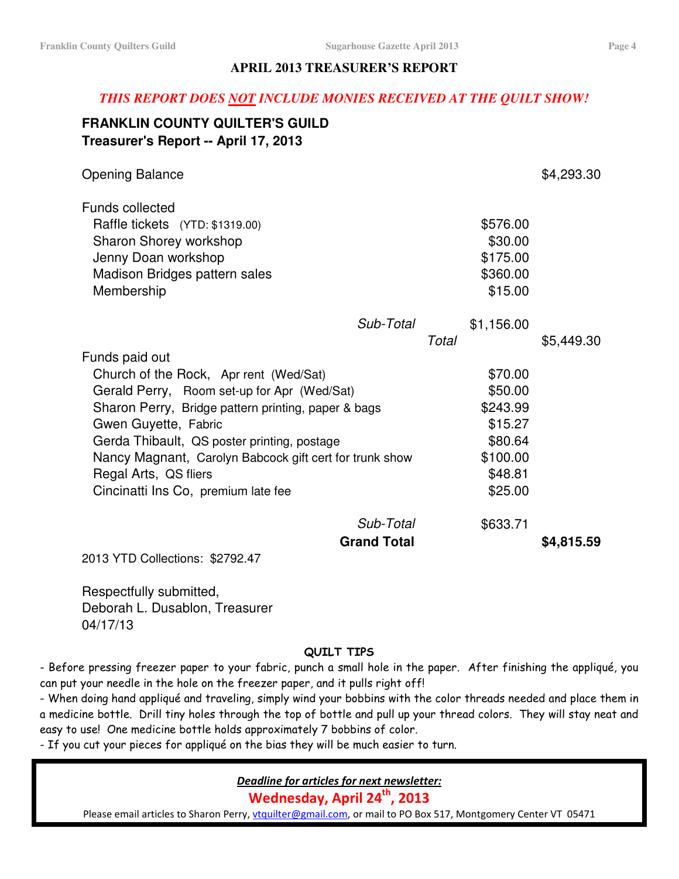## APRIL 2013 TREASURER'S REPORT

***THIS REPORT DOES NOT INCLUDE MONIES RECEIVED AT THE QUILT SHOW!***

**FRANKLIN COUNTY QUILTER'S GUILD**
**Treasurer's Report -- April 17, 2013**

| | | |
|---|---|---|
| Opening Balance | | $4,293.30 |
| **Funds collected** | | |
| Raffle tickets (YTD: $1319.00) | $576.00 | |
| Sharon Shorey workshop | $30.00 | |
| Jenny Doan workshop | $175.00 | |
| Madison Bridges pattern sales | $360.00 | |
| Membership | $15.00 | |
| *Sub-Total* | $1,156.00 | |
| *Total* | | $5,449.30 |
| **Funds paid out** | | |
| Church of the Rock, Apr rent (Wed/Sat) | $70.00 | |
| Gerald Perry, Room set-up for Apr (Wed/Sat) | $50.00 | |
| Sharon Perry, Bridge pattern printing, paper & bags | $243.99 | |
| Gwen Guyette, Fabric | $15.27 | |
| Gerda Thibault, QS poster printing, postage | $80.64 | |
| Nancy Magnant, Carolyn Babcock gift cert for trunk show | $100.00 | |
| Regal Arts, QS fliers | $48.81 | |
| Cincinatti Ins Co, premium late fee | $25.00 | |
| *Sub-Total* | $633.71 | |
| **Grand Total** | | **$4,815.59** |

2013 YTD Collections: $2792.47

Respectfully submitted,
Deborah L. Dusablon, Treasurer
04/17/13

### QUILT TIPS

- Before pressing freezer paper to your fabric, punch a small hole in the paper. After finishing the appliqué, you can put your needle in the hole on the freezer paper, and it pulls right off!
- When doing hand appliqué and traveling, simply wind your bobbins with the color threads needed and place them in a medicine bottle. Drill tiny holes through the top of bottle and pull up your thread colors. They will stay neat and easy to use! One medicine bottle holds approximately 7 bobbins of color.
- If you cut your pieces for appliqué on the bias they will be much easier to turn.

***Deadline for articles for next newsletter:***

**Wednesday, April 24th, 2013**

Please email articles to Sharon Perry, vtquilter@gmail.com, or mail to PO Box 517, Montgomery Center VT 05471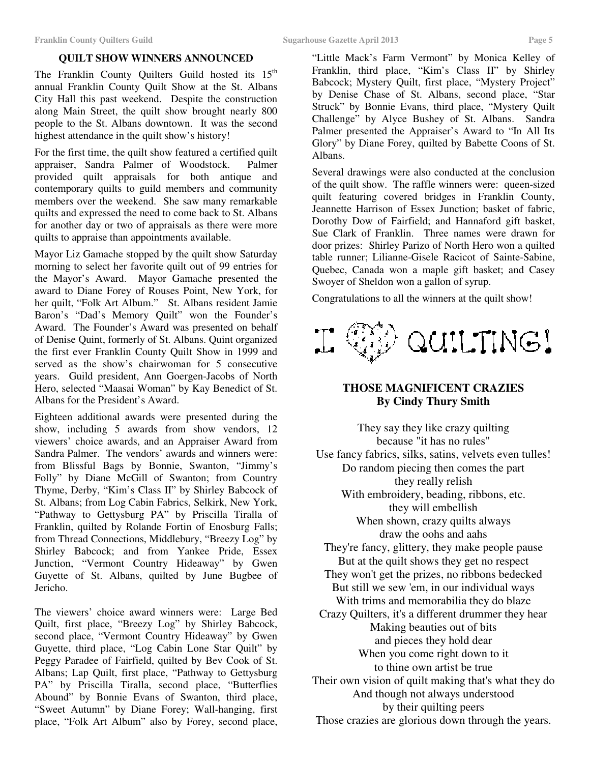## QUILT SHOW WINNERS ANNOUNCED

The Franklin County Quilters Guild hosted its 15th annual Franklin County Quilt Show at the St. Albans City Hall this past weekend. Despite the construction along Main Street, the quilt show brought nearly 800 people to the St. Albans downtown. It was the second highest attendance in the quilt show's history!

For the first time, the quilt show featured a certified quilt appraiser, Sandra Palmer of Woodstock. Palmer provided quilt appraisals for both antique and contemporary quilts to guild members and community members over the weekend. She saw many remarkable quilts and expressed the need to come back to St. Albans for another day or two of appraisals as there were more quilts to appraise than appointments available.

Mayor Liz Gamache stopped by the quilt show Saturday morning to select her favorite quilt out of 99 entries for the Mayor's Award. Mayor Gamache presented the award to Diane Forey of Rouses Point, New York, for her quilt, "Folk Art Album." St. Albans resident Jamie Baron's "Dad's Memory Quilt" won the Founder's Award. The Founder's Award was presented on behalf of Denise Quint, formerly of St. Albans. Quint organized the first ever Franklin County Quilt Show in 1999 and served as the show's chairwoman for 5 consecutive years. Guild president, Ann Goergen-Jacobs of North Hero, selected "Maasai Woman" by Kay Benedict of St. Albans for the President's Award.

Eighteen additional awards were presented during the show, including 5 awards from show vendors, 12 viewers' choice awards, and an Appraiser Award from Sandra Palmer. The vendors' awards and winners were: from Blissful Bags by Bonnie, Swanton, "Jimmy's Folly" by Diane McGill of Swanton; from Country Thyme, Derby, "Kim's Class II" by Shirley Babcock of St. Albans; from Log Cabin Fabrics, Selkirk, New York, "Pathway to Gettysburg PA" by Priscilla Tiralla of Franklin, quilted by Rolande Fortin of Enosburg Falls; from Thread Connections, Middlebury, "Breezy Log" by Shirley Babcock; and from Yankee Pride, Essex Junction, "Vermont Country Hideaway" by Gwen Guyette of St. Albans, quilted by June Bugbee of Jericho.

The viewers' choice award winners were: Large Bed Quilt, first place, "Breezy Log" by Shirley Babcock, second place, "Vermont Country Hideaway" by Gwen Guyette, third place, "Log Cabin Lone Star Quilt" by Peggy Paradee of Fairfield, quilted by Bev Cook of St. Albans; Lap Quilt, first place, "Pathway to Gettysburg PA" by Priscilla Tiralla, second place, "Butterflies Abound" by Bonnie Evans of Swanton, third place, "Sweet Autumn" by Diane Forey; Wall-hanging, first place, "Folk Art Album" also by Forey, second place, "Little Mack's Farm Vermont" by Monica Kelley of Franklin, third place, "Kim's Class II" by Shirley Babcock; Mystery Quilt, first place, "Mystery Project" by Denise Chase of St. Albans, second place, "Star Struck" by Bonnie Evans, third place, "Mystery Quilt Challenge" by Alyce Bushey of St. Albans. Sandra Palmer presented the Appraiser's Award to "In All Its Glory" by Diane Forey, quilted by Babette Coons of St. Albans.

Several drawings were also conducted at the conclusion of the quilt show. The raffle winners were: queen-sized quilt featuring covered bridges in Franklin County, Jeannette Harrison of Essex Junction; basket of fabric, Dorothy Dow of Fairfield; and Hannaford gift basket, Sue Clark of Franklin. Three names were drawn for door prizes: Shirley Parizo of North Hero won a quilted table runner; Lilianne-Gisele Racicot of Sainte-Sabine, Quebec, Canada won a maple gift basket; and Casey Swoyer of Sheldon won a gallon of syrup.

Congratulations to all the winners at the quilt show!

I ♥ QUILTING!

## THOSE MAGNIFICENT CRAZIES
**By Cindy Thury Smith**

They say they like crazy quilting
because "it has no rules"
Use fancy fabrics, silks, satins, velvets even tulles!
Do random piecing then comes the part
they really relish
With embroidery, beading, ribbons, etc.
they will embellish
When shown, crazy quilts always
draw the oohs and aahs
They're fancy, glittery, they make people pause
But at the quilt shows they get no respect
They won't get the prizes, no ribbons bedecked
But still we sew 'em, in our individual ways
With trims and memorabilia they do blaze
Crazy Quilters, it's a different drummer they hear
Making beauties out of bits
and pieces they hold dear
When you come right down to it
to thine own artist be true
Their own vision of quilt making that's what they do
And though not always understood
by their quilting peers
Those crazies are glorious down through the years.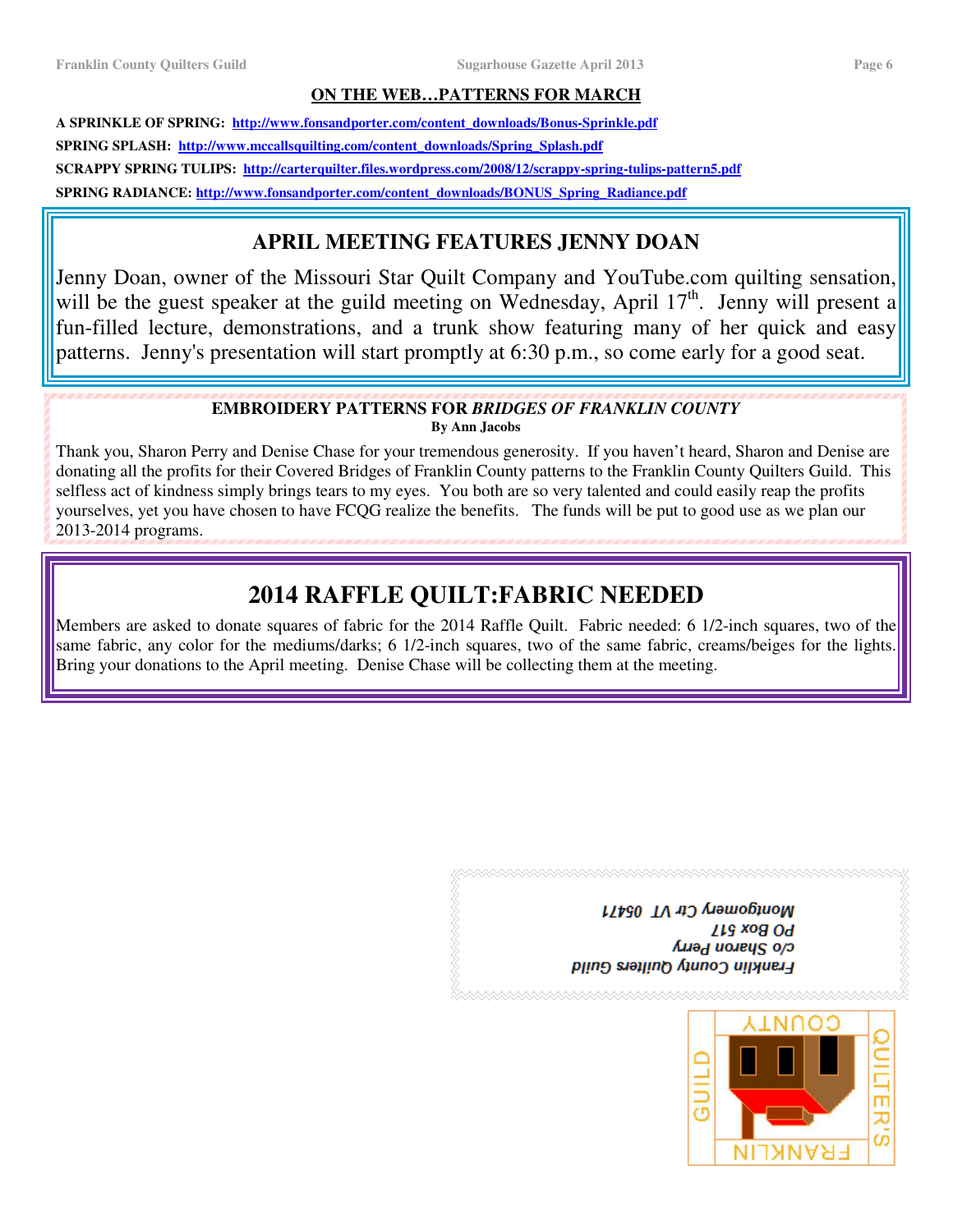## ON THE WEB…PATTERNS FOR MARCH

**A SPRINKLE OF SPRING:** http://www.fonsandporter.com/content_downloads/Bonus-Sprinkle.pdf

**SPRING SPLASH:** http://www.mccallsquilting.com/content_downloads/Spring_Splash.pdf

**SCRAPPY SPRING TULIPS:** http://carterquilter.files.wordpress.com/2008/12/scrappy-spring-tulips-pattern5.pdf

**SPRING RADIANCE:** http://www.fonsandporter.com/content_downloads/BONUS_Spring_Radiance.pdf

## APRIL MEETING FEATURES JENNY DOAN

Jenny Doan, owner of the Missouri Star Quilt Company and YouTube.com quilting sensation, will be the guest speaker at the guild meeting on Wednesday, April 17th. Jenny will present a fun-filled lecture, demonstrations, and a trunk show featuring many of her quick and easy patterns. Jenny's presentation will start promptly at 6:30 p.m., so come early for a good seat.

### EMBROIDERY PATTERNS FOR *BRIDGES OF FRANKLIN COUNTY*

**By Ann Jacobs**

Thank you, Sharon Perry and Denise Chase for your tremendous generosity. If you haven't heard, Sharon and Denise are donating all the profits for their Covered Bridges of Franklin County patterns to the Franklin County Quilters Guild. This selfless act of kindness simply brings tears to my eyes. You both are so very talented and could easily reap the profits yourselves, yet you have chosen to have FCQG realize the benefits. The funds will be put to good use as we plan our 2013-2014 programs.

## 2014 RAFFLE QUILT:FABRIC NEEDED

Members are asked to donate squares of fabric for the 2014 Raffle Quilt. Fabric needed: 6 1/2-inch squares, two of the same fabric, any color for the mediums/darks; 6 1/2-inch squares, two of the same fabric, creams/beiges for the lights. Bring your donations to the April meeting. Denise Chase will be collecting them at the meeting.

Franklin County Quilters Guild
c/o Sharon Perry
PO Box 517
Montgomery Ctr VT 05471

FRANKLIN COUNTY QUILTER'S GUILD